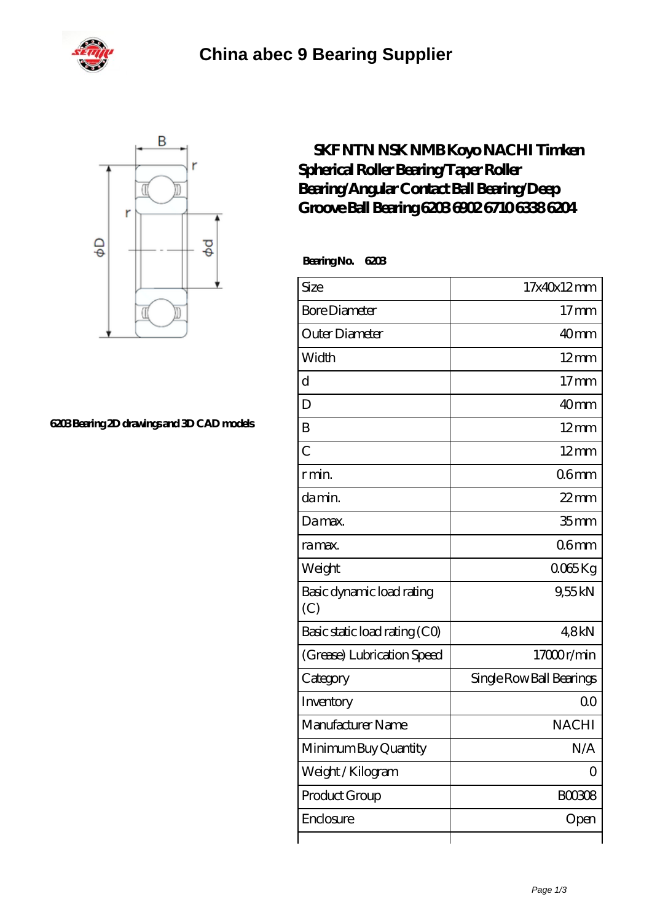# China abec 9 Bearing Supplier

## SKF NTN NSK NMB Koyo NACHI Timken Spherical Roller Bearing/Taper Roller Bearing/Angular Contact Ball Bearing/Deep Groove Ball Bearing 6203 6902 6710 6338 6204

6203 Bearing 2D drawings and 3D CAD models

**Bearing No. 6203**

| Size | 17x40x12 mm |
|---|---|
| Bore Diameter | 17 mm |
| Outer Diameter | 40 mm |
| Width | 12 mm |
| d | 17 mm |
| D | 40 mm |
| B | 12 mm |
| C | 12 mm |
| r min. | 0.6 mm |
| da min. | 22 mm |
| Da max. | 35 mm |
| ra max. | 0.6 mm |
| Weight | 0.065 Kg |
| Basic dynamic load rating (C) | 9,55 kN |
| Basic static load rating (C0) | 4,8 kN |
| (Grease) Lubrication Speed | 17000 r/min |
| Category | Single Row Ball Bearings |
| Inventory | 0.0 |
| Manufacturer Name | NACHI |
| Minimum Buy Quantity | N/A |
| Weight / Kilogram | 0 |
| Product Group | B00308 |
| Enclosure | Open |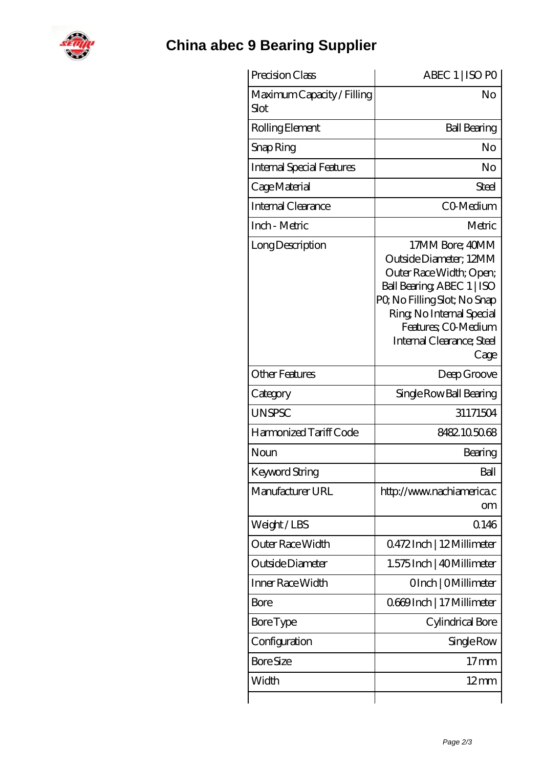# China abec 9 Bearing Supplier

| Precision Class | ABEC 1 \| ISO P0 |
|---|---|
| Maximum Capacity / Filling Slot | No |
| Rolling Element | Ball Bearing |
| Snap Ring | No |
| Internal Special Features | No |
| Cage Material | Steel |
| Internal Clearance | C0-Medium |
| Inch - Metric | Metric |
| Long Description | 17MM Bore; 40MM Outside Diameter; 12MM Outer Race Width; Open; Ball Bearing; ABEC 1 \| ISO P0; No Filling Slot; No Snap Ring; No Internal Special Features; C0-Medium Internal Clearance; Steel Cage |
| Other Features | Deep Groove |
| Category | Single Row Ball Bearing |
| UNSPSC | 31171504 |
| Harmonized Tariff Code | 8482.10.50.68 |
| Noun | Bearing |
| Keyword String | Ball |
| Manufacturer URL | http://www.nachiamerica.com |
| Weight / LBS | 0.146 |
| Outer Race Width | 0.472 Inch \| 12 Millimeter |
| Outside Diameter | 1.575 Inch \| 40 Millimeter |
| Inner Race Width | 0 Inch \| 0 Millimeter |
| Bore | 0.669 Inch \| 17 Millimeter |
| Bore Type | Cylindrical Bore |
| Configuration | Single Row |
| Bore Size | 17 mm |
| Width | 12 mm |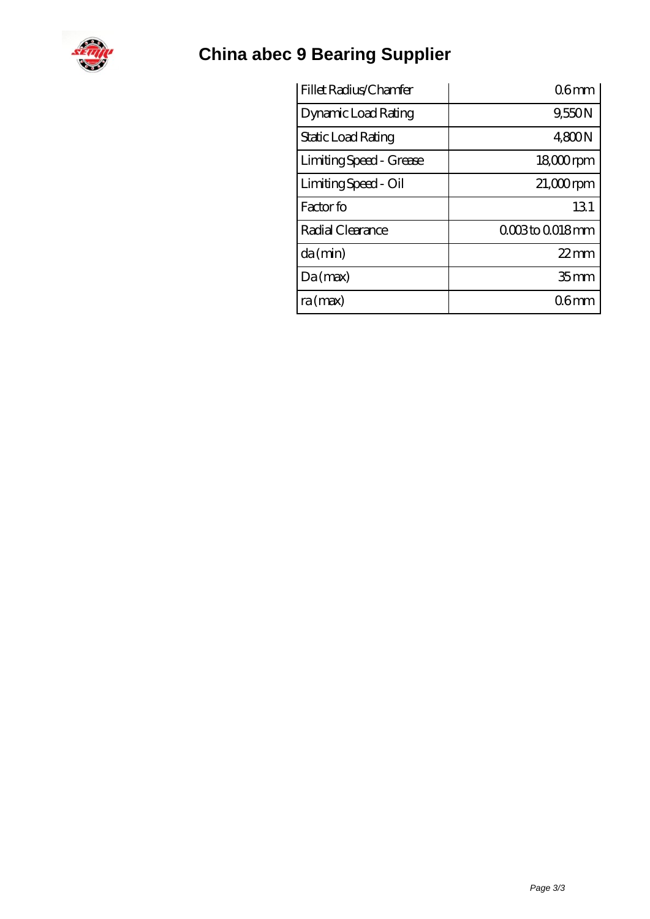| | |
|---|---|
| Fillet Radius/Chamfer | 0.6 mm |
| Dynamic Load Rating | 9,550 N |
| Static Load Rating | 4,800 N |
| Limiting Speed - Grease | 18,000 rpm |
| Limiting Speed - Oil | 21,000 rpm |
| Factor fo | 13.1 |
| Radial Clearance | 0.003 to 0.018 mm |
| da (min) | 22 mm |
| Da (max) | 35 mm |
| ra (max) | 0.6 mm |